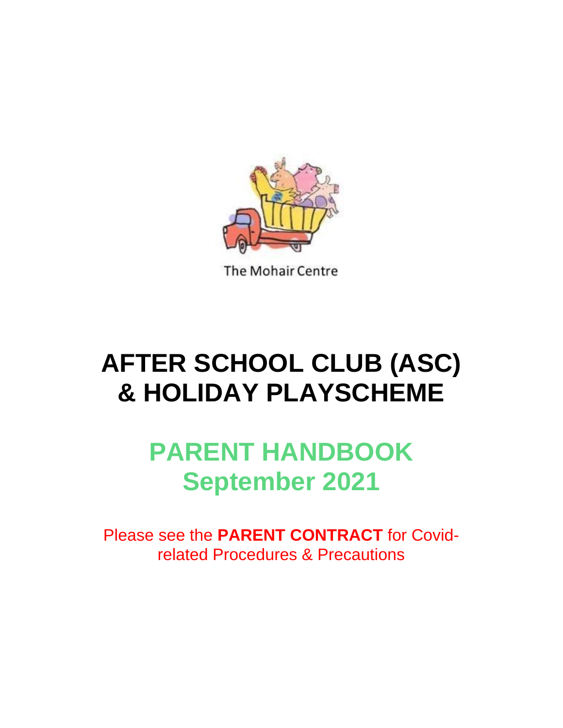The Mohair Centre

# AFTER SCHOOL CLUB (ASC) & HOLIDAY PLAYSCHEME

## PARENT HANDBOOK September 2021

Please see the **PARENT CONTRACT** for Covid-related Procedures & Precautions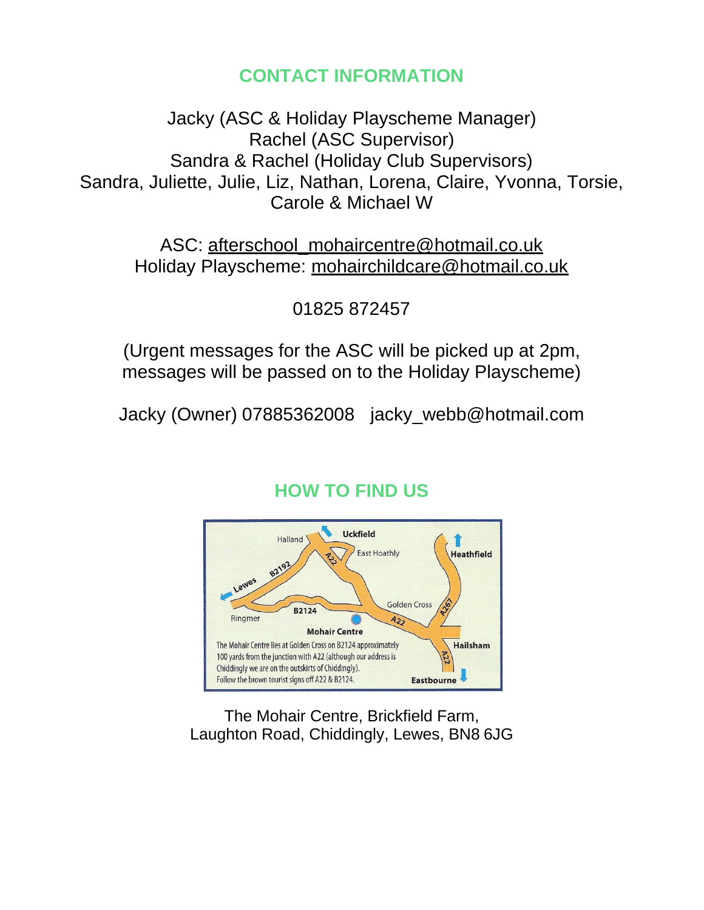## CONTACT INFORMATION

Jacky (ASC & Holiday Playscheme Manager)
Rachel (ASC Supervisor)
Sandra & Rachel (Holiday Club Supervisors)
Sandra, Juliette, Julie, Liz, Nathan, Lorena, Claire, Yvonna, Torsie, Carole & Michael W

ASC: afterschool_mohaircentre@hotmail.co.uk
Holiday Playscheme: mohairchildcare@hotmail.co.uk

01825 872457

(Urgent messages for the ASC will be picked up at 2pm, messages will be passed on to the Holiday Playscheme)

Jacky (Owner) 07885362008   jacky_webb@hotmail.com

## HOW TO FIND US

The Mohair Centre lies at Golden Cross on B2124 approximately 100 yards from the junction with A22 (although our address is Chiddingly we are on the outskirts of Chiddingly). Follow the brown tourist signs off A22 & B2124.

The Mohair Centre, Brickfield Farm,
Laughton Road, Chiddingly, Lewes, BN8 6JG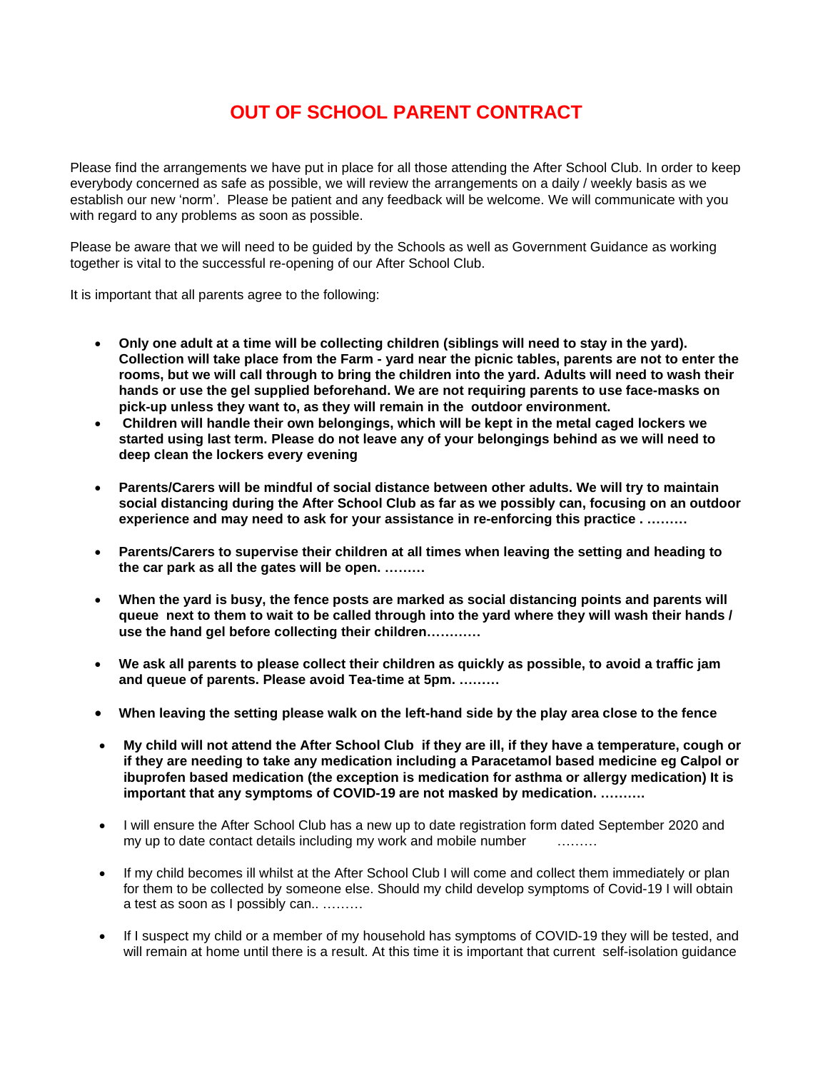# OUT OF SCHOOL PARENT CONTRACT

Please find the arrangements we have put in place for all those attending the After School Club. In order to keep everybody concerned as safe as possible, we will review the arrangements on a daily / weekly basis as we establish our new 'norm'. Please be patient and any feedback will be welcome. We will communicate with you with regard to any problems as soon as possible.

Please be aware that we will need to be guided by the Schools as well as Government Guidance as working together is vital to the successful re-opening of our After School Club.

It is important that all parents agree to the following:

- **Only one adult at a time will be collecting children (siblings will need to stay in the yard). Collection will take place from the Farm - yard near the picnic tables, parents are not to enter the rooms, but we will call through to bring the children into the yard. Adults will need to wash their hands or use the gel supplied beforehand. We are not requiring parents to use face-masks on pick-up unless they want to, as they will remain in the outdoor environment.**
- **Children will handle their own belongings, which will be kept in the metal caged lockers we started using last term. Please do not leave any of your belongings behind as we will need to deep clean the lockers every evening**
- **Parents/Carers will be mindful of social distance between other adults. We will try to maintain social distancing during the After School Club as far as we possibly can, focusing on an outdoor experience and may need to ask for your assistance in re-enforcing this practice . ………**
- **Parents/Carers to supervise their children at all times when leaving the setting and heading to the car park as all the gates will be open. ………**
- **When the yard is busy, the fence posts are marked as social distancing points and parents will queue next to them to wait to be called through into the yard where they will wash their hands / use the hand gel before collecting their children…………**
- **We ask all parents to please collect their children as quickly as possible, to avoid a traffic jam and queue of parents. Please avoid Tea-time at 5pm. ………**
- **When leaving the setting please walk on the left-hand side by the play area close to the fence**
- **My child will not attend the After School Club if they are ill, if they have a temperature, cough or if they are needing to take any medication including a Paracetamol based medicine eg Calpol or ibuprofen based medication (the exception is medication for asthma or allergy medication) It is important that any symptoms of COVID-19 are not masked by medication. ……….**
- I will ensure the After School Club has a new up to date registration form dated September 2020 and my up to date contact details including my work and mobile number ………
- If my child becomes ill whilst at the After School Club I will come and collect them immediately or plan for them to be collected by someone else. Should my child develop symptoms of Covid-19 I will obtain a test as soon as I possibly can.. ………
- If I suspect my child or a member of my household has symptoms of COVID-19 they will be tested, and will remain at home until there is a result. At this time it is important that current self-isolation guidance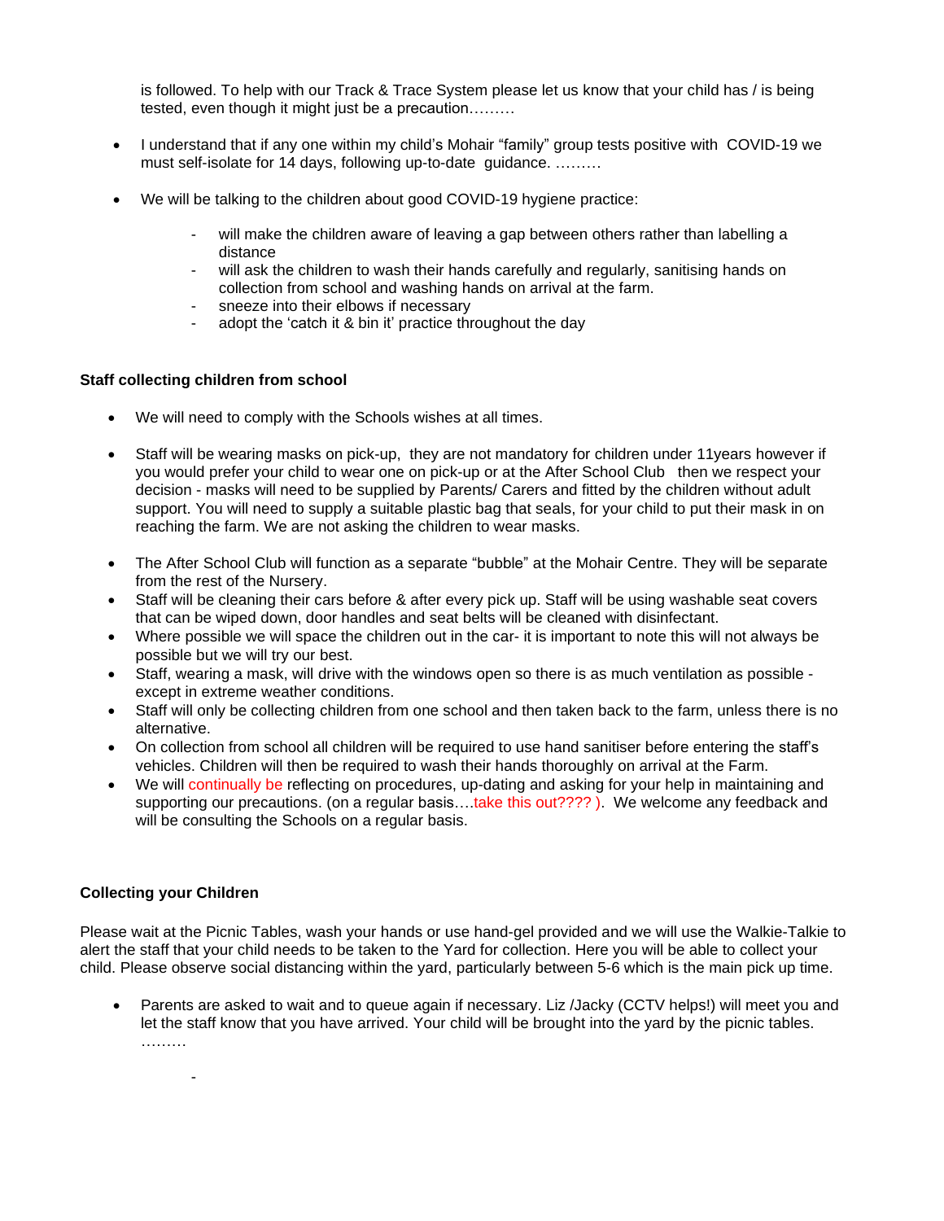is followed. To help with our Track & Trace System please let us know that your child has / is being tested, even though it might just be a precaution………

- I understand that if any one within my child's Mohair "family" group tests positive with COVID-19 we must self-isolate for 14 days, following up-to-date guidance. ………

- We will be talking to the children about good COVID-19 hygiene practice:
  - will make the children aware of leaving a gap between others rather than labelling a distance
  - will ask the children to wash their hands carefully and regularly, sanitising hands on collection from school and washing hands on arrival at the farm.
  - sneeze into their elbows if necessary
  - adopt the 'catch it & bin it' practice throughout the day

**Staff collecting children from school**

- We will need to comply with the Schools wishes at all times.

- Staff will be wearing masks on pick-up, they are not mandatory for children under 11years however if you would prefer your child to wear one on pick-up or at the After School Club then we respect your decision - masks will need to be supplied by Parents/ Carers and fitted by the children without adult support. You will need to supply a suitable plastic bag that seals, for your child to put their mask in on reaching the farm. We are not asking the children to wear masks.

- The After School Club will function as a separate "bubble" at the Mohair Centre. They will be separate from the rest of the Nursery.
- Staff will be cleaning their cars before & after every pick up. Staff will be using washable seat covers that can be wiped down, door handles and seat belts will be cleaned with disinfectant.
- Where possible we will space the children out in the car- it is important to note this will not always be possible but we will try our best.
- Staff, wearing a mask, will drive with the windows open so there is as much ventilation as possible - except in extreme weather conditions.
- Staff will only be collecting children from one school and then taken back to the farm, unless there is no alternative.
- On collection from school all children will be required to use hand sanitiser before entering the staff's vehicles. Children will then be required to wash their hands thoroughly on arrival at the Farm.
- We will continually be reflecting on procedures, up-dating and asking for your help in maintaining and supporting our precautions. (on a regular basis….take this out???? ). We welcome any feedback and will be consulting the Schools on a regular basis.

**Collecting your Children**

Please wait at the Picnic Tables, wash your hands or use hand-gel provided and we will use the Walkie-Talkie to alert the staff that your child needs to be taken to the Yard for collection. Here you will be able to collect your child. Please observe social distancing within the yard, particularly between 5-6 which is the main pick up time.

- Parents are asked to wait and to queue again if necessary. Liz /Jacky (CCTV helps!) will meet you and let the staff know that you have arrived. Your child will be brought into the yard by the picnic tables. ………
  -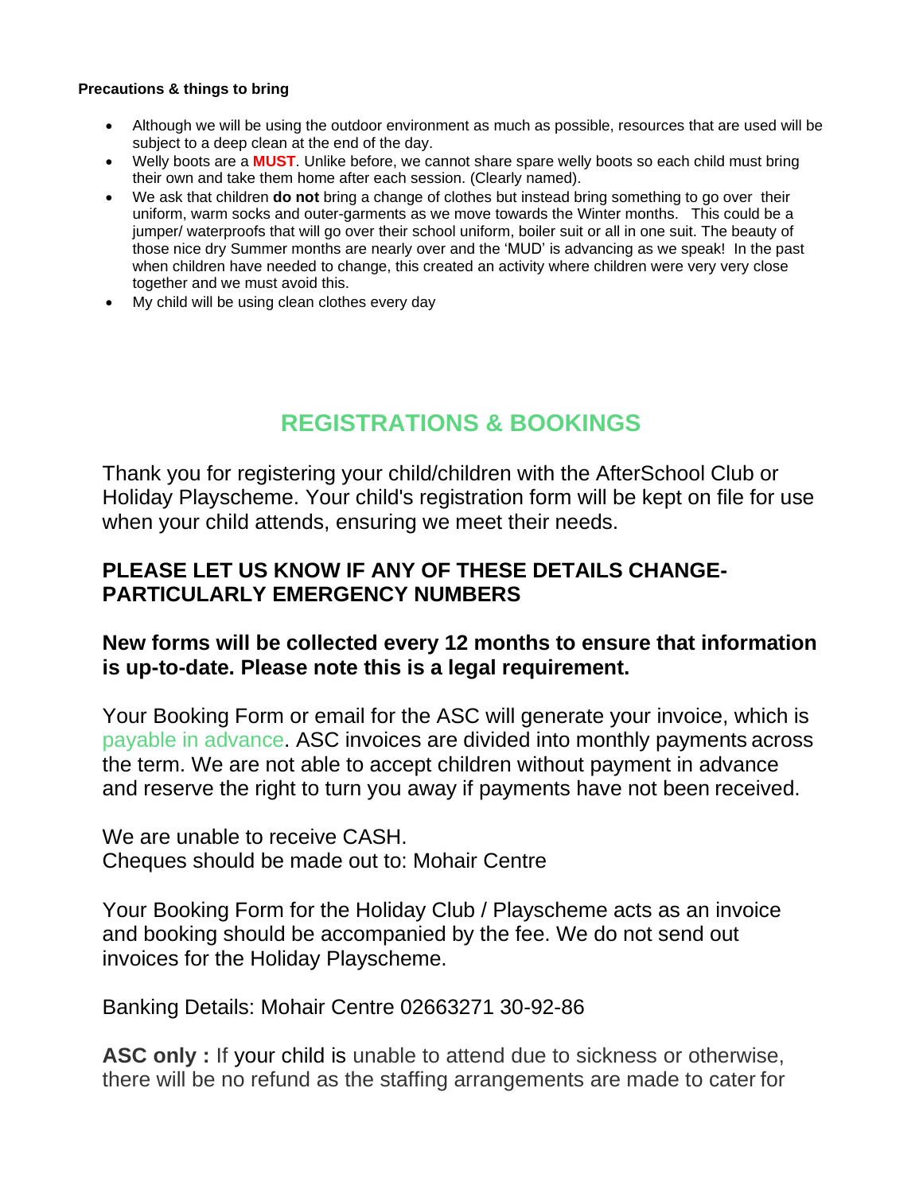**Precautions & things to bring**

- Although we will be using the outdoor environment as much as possible, resources that are used will be subject to a deep clean at the end of the day.
- Welly boots are a **MUST**. Unlike before, we cannot share spare welly boots so each child must bring their own and take them home after each session. (Clearly named).
- We ask that children **do not** bring a change of clothes but instead bring something to go over their uniform, warm socks and outer-garments as we move towards the Winter months. This could be a jumper/ waterproofs that will go over their school uniform, boiler suit or all in one suit. The beauty of those nice dry Summer months are nearly over and the 'MUD' is advancing as we speak! In the past when children have needed to change, this created an activity where children were very very close together and we must avoid this.
- My child will be using clean clothes every day

## REGISTRATIONS & BOOKINGS

Thank you for registering your child/children with the AfterSchool Club or Holiday Playscheme. Your child's registration form will be kept on file for use when your child attends, ensuring we meet their needs.

**PLEASE LET US KNOW IF ANY OF THESE DETAILS CHANGE- PARTICULARLY EMERGENCY NUMBERS**

**New forms will be collected every 12 months to ensure that information is up-to-date. Please note this is a legal requirement.**

Your Booking Form or email for the ASC will generate your invoice, which is payable in advance. ASC invoices are divided into monthly payments across the term. We are not able to accept children without payment in advance and reserve the right to turn you away if payments have not been received.

We are unable to receive CASH.
Cheques should be made out to: Mohair Centre

Your Booking Form for the Holiday Club / Playscheme acts as an invoice and booking should be accompanied by the fee. We do not send out invoices for the Holiday Playscheme.

Banking Details: Mohair Centre 02663271 30-92-86

**ASC only :** If your child is unable to attend due to sickness or otherwise, there will be no refund as the staffing arrangements are made to cater for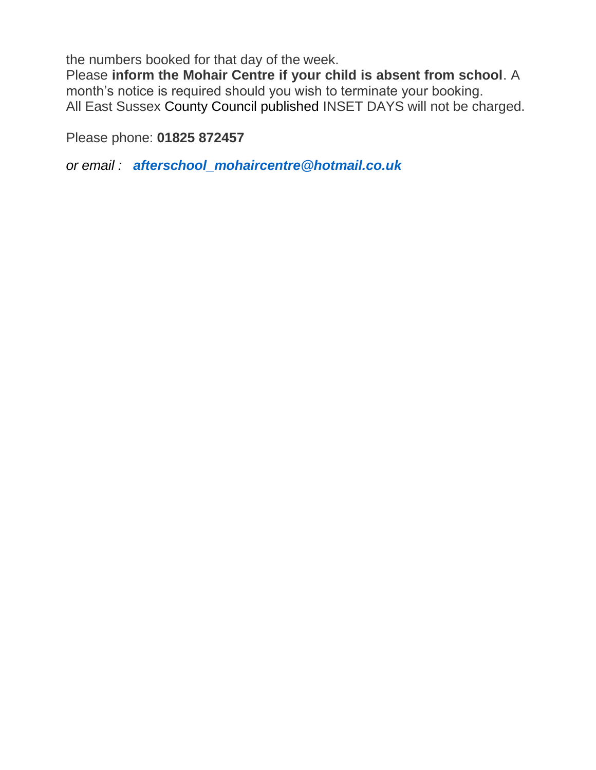the numbers booked for that day of the week.
Please **inform the Mohair Centre if your child is absent from school**. A month's notice is required should you wish to terminate your booking.
All East Sussex County Council published INSET DAYS will not be charged.

Please phone: **01825 872457**

*or email :* ***afterschool_mohaircentre@hotmail.co.uk***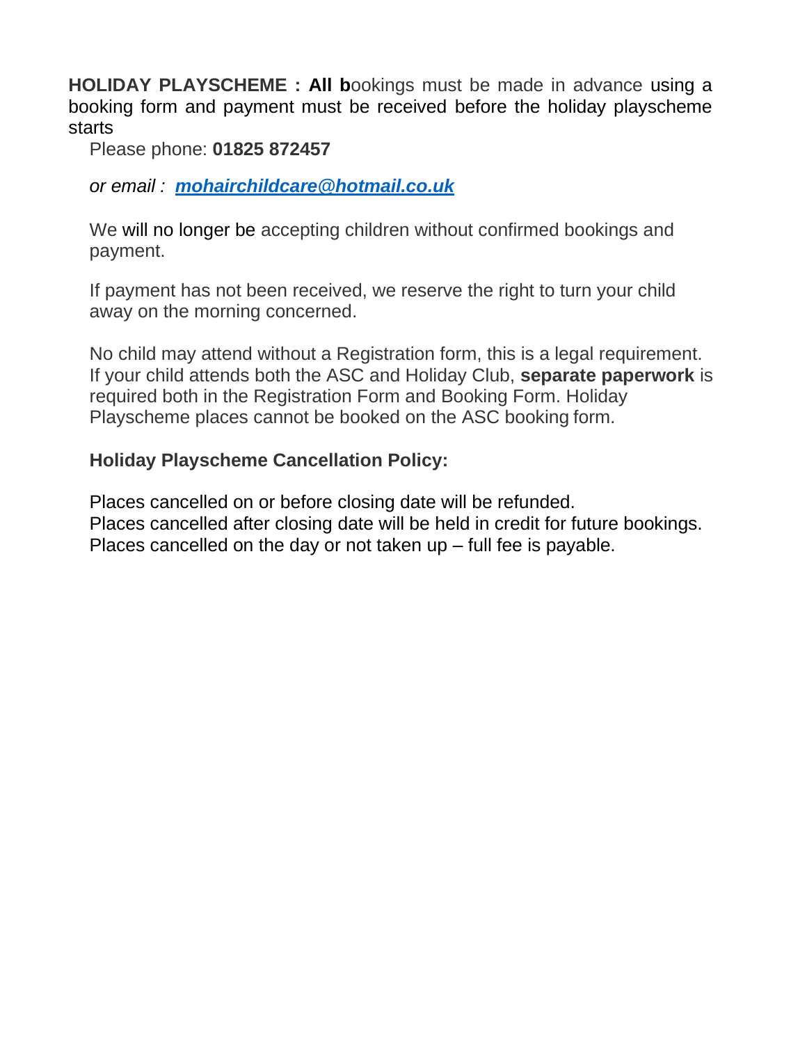**HOLIDAY PLAYSCHEME : All b**ookings must be made in advance using a booking form and payment must be received before the holiday playscheme starts

Please phone: **01825 872457**

*or email : **mohairchildcare@hotmail.co.uk***

We will no longer be accepting children without confirmed bookings and payment.

If payment has not been received, we reserve the right to turn your child away on the morning concerned.

No child may attend without a Registration form, this is a legal requirement. If your child attends both the ASC and Holiday Club, **separate paperwork** is required both in the Registration Form and Booking Form. Holiday Playscheme places cannot be booked on the ASC booking form.

**Holiday Playscheme Cancellation Policy:**

Places cancelled on or before closing date will be refunded.
Places cancelled after closing date will be held in credit for future bookings.
Places cancelled on the day or not taken up – full fee is payable.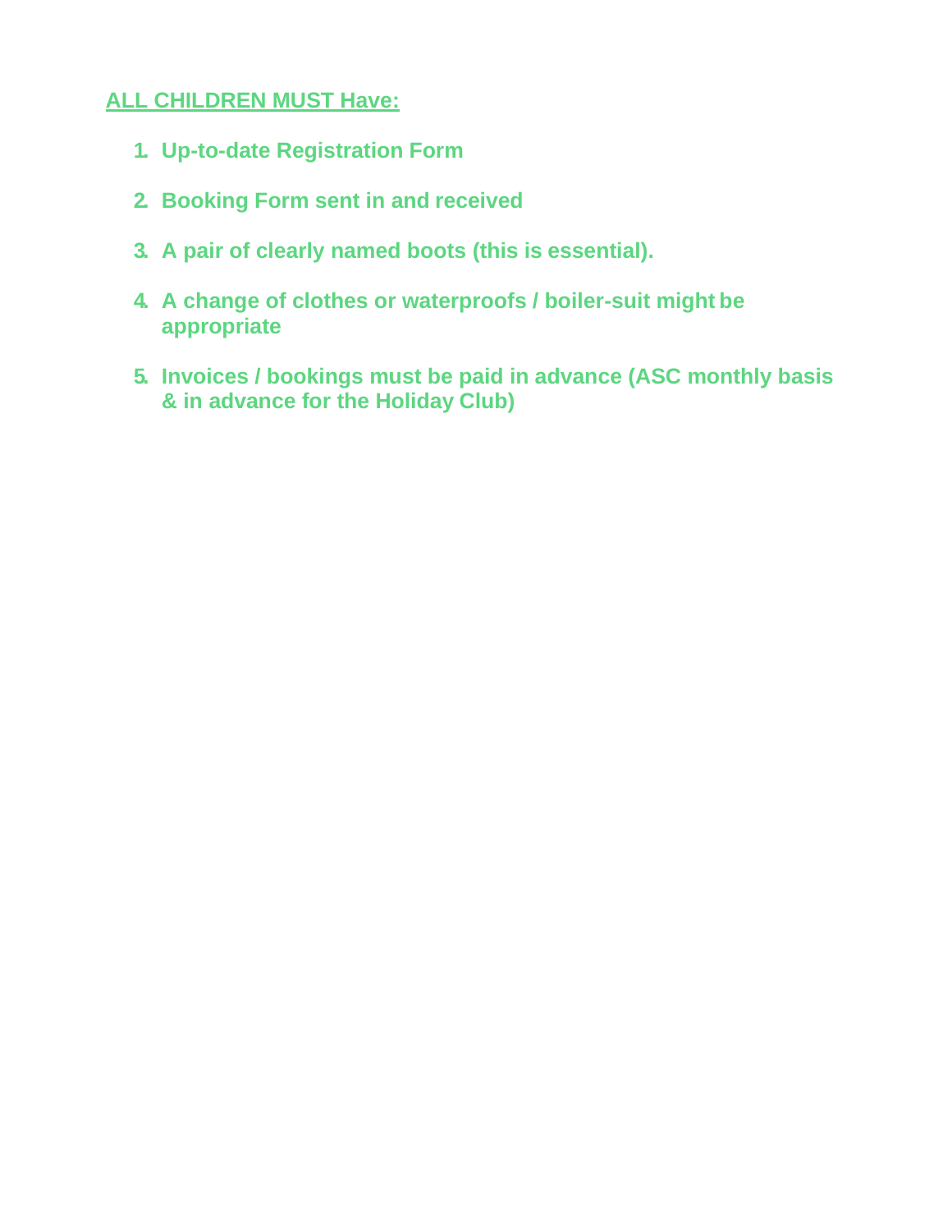**ALL CHILDREN MUST Have:**

1. **Up-to-date Registration Form**
2. **Booking Form sent in and received**
3. **A pair of clearly named boots (this is essential).**
4. **A change of clothes or waterproofs / boiler-suit might be appropriate**
5. **Invoices / bookings must be paid in advance (ASC monthly basis & in advance for the Holiday Club)**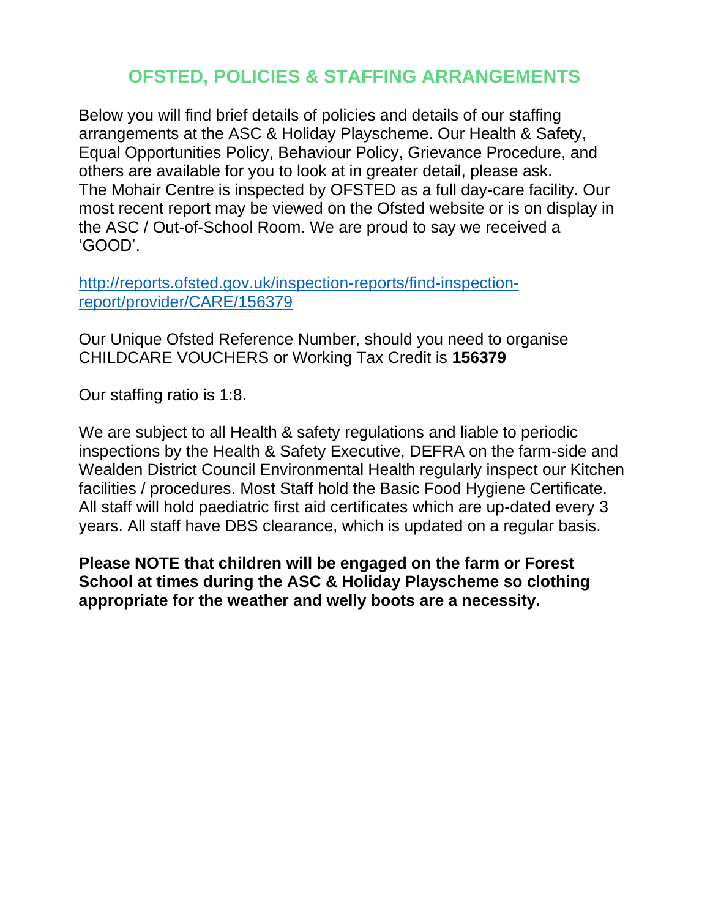# OFSTED, POLICIES & STAFFING ARRANGEMENTS

Below you will find brief details of policies and details of our staffing arrangements at the ASC & Holiday Playscheme. Our Health & Safety, Equal Opportunities Policy, Behaviour Policy, Grievance Procedure, and others are available for you to look at in greater detail, please ask. The Mohair Centre is inspected by OFSTED as a full day-care facility. Our most recent report may be viewed on the Ofsted website or is on display in the ASC / Out-of-School Room. We are proud to say we received a 'GOOD'.

[http://reports.ofsted.gov.uk/inspection-reports/find-inspection-report/provider/CARE/156379](http://reports.ofsted.gov.uk/inspection-reports/find-inspection-report/provider/CARE/156379)

Our Unique Ofsted Reference Number, should you need to organise CHILDCARE VOUCHERS or Working Tax Credit is **156379**

Our staffing ratio is 1:8.

We are subject to all Health & safety regulations and liable to periodic inspections by the Health & Safety Executive, DEFRA on the farm-side and Wealden District Council Environmental Health regularly inspect our Kitchen facilities / procedures. Most Staff hold the Basic Food Hygiene Certificate. All staff will hold paediatric first aid certificates which are up-dated every 3 years. All staff have DBS clearance, which is updated on a regular basis.

**Please NOTE that children will be engaged on the farm or Forest School at times during the ASC & Holiday Playscheme so clothing appropriate for the weather and welly boots are a necessity.**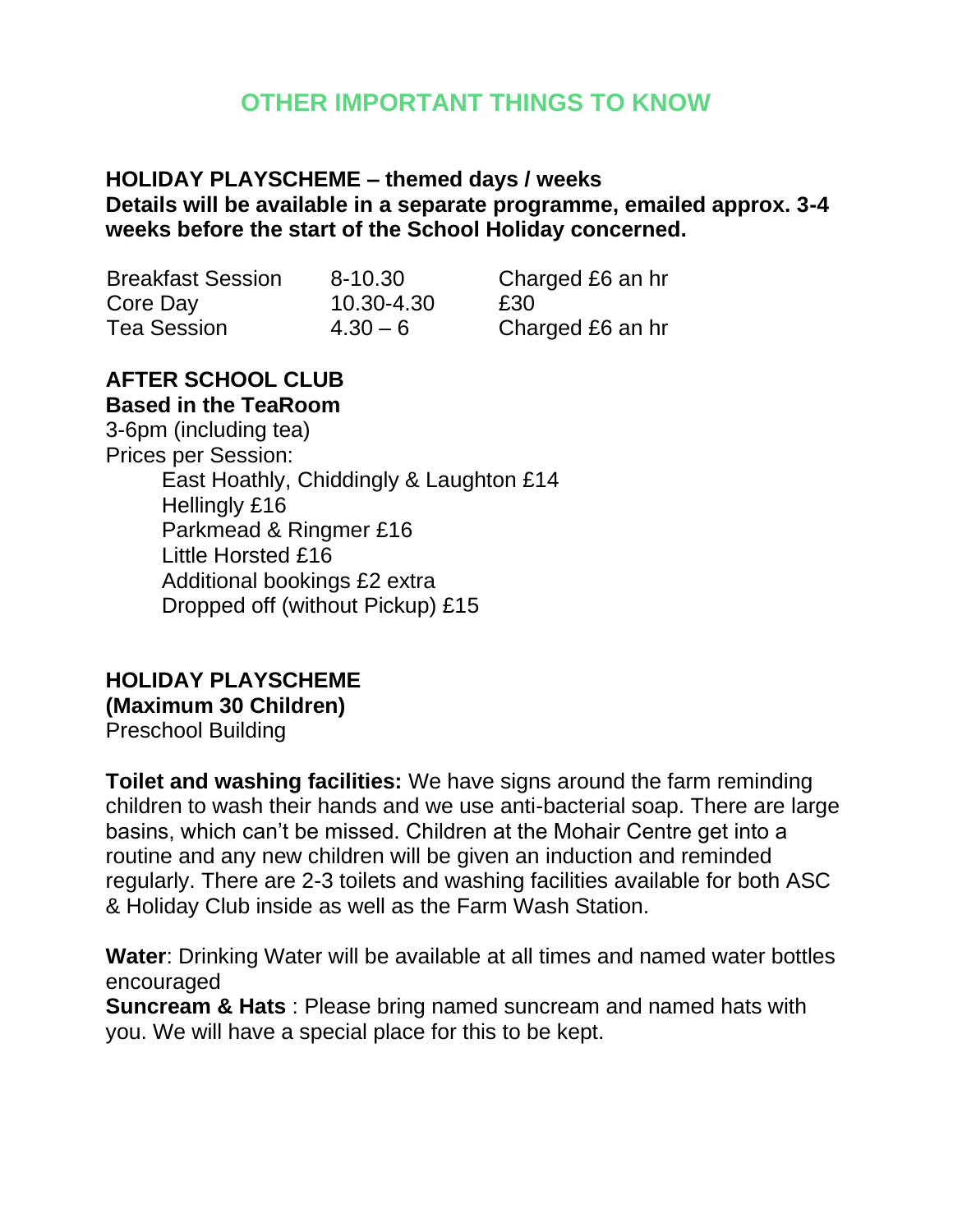## OTHER IMPORTANT THINGS TO KNOW

**HOLIDAY PLAYSCHEME – themed days / weeks**
**Details will be available in a separate programme, emailed approx. 3-4 weeks before the start of the School Holiday concerned.**

| | | |
|---|---|---|
| Breakfast Session | 8-10.30 | Charged £6 an hr |
| Core Day | 10.30-4.30 | £30 |
| Tea Session | 4.30 – 6 | Charged £6 an hr |

**AFTER SCHOOL CLUB**
**Based in the TeaRoom**
3-6pm (including tea)
Prices per Session:

- East Hoathly, Chiddingly & Laughton £14
- Hellingly £16
- Parkmead & Ringmer £16
- Little Horsted £16
- Additional bookings £2 extra
- Dropped off (without Pickup) £15

**HOLIDAY PLAYSCHEME**
**(Maximum 30 Children)**
Preschool Building

**Toilet and washing facilities:** We have signs around the farm reminding children to wash their hands and we use anti-bacterial soap. There are large basins, which can't be missed. Children at the Mohair Centre get into a routine and any new children will be given an induction and reminded regularly. There are 2-3 toilets and washing facilities available for both ASC & Holiday Club inside as well as the Farm Wash Station.

**Water**: Drinking Water will be available at all times and named water bottles encouraged
**Suncream & Hats** : Please bring named suncream and named hats with you. We will have a special place for this to be kept.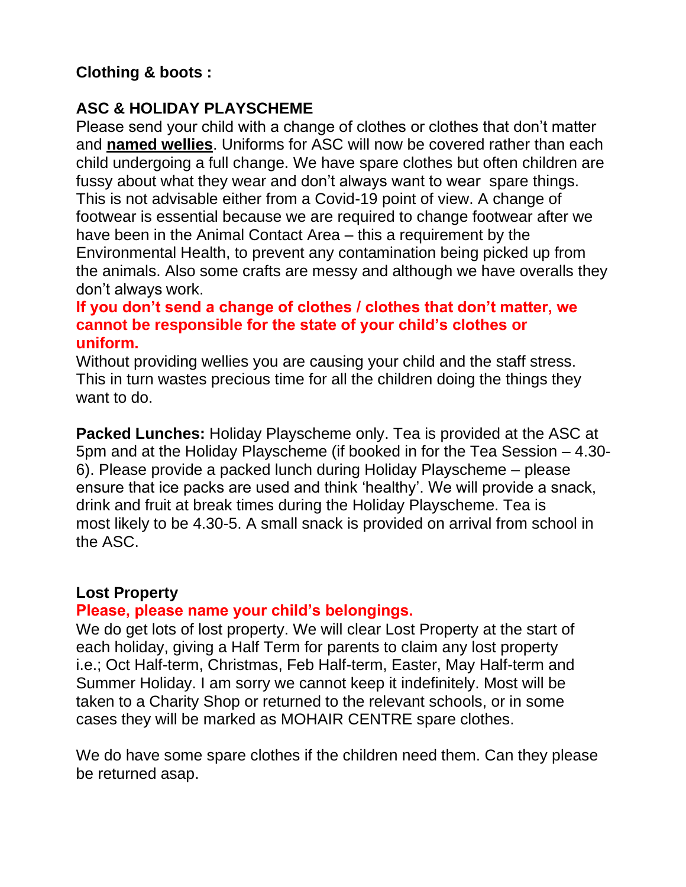**Clothing & boots :**

**ASC & HOLIDAY PLAYSCHEME**

Please send your child with a change of clothes or clothes that don't matter and **named wellies**. Uniforms for ASC will now be covered rather than each child undergoing a full change. We have spare clothes but often children are fussy about what they wear and don't always want to wear spare things. This is not advisable either from a Covid-19 point of view. A change of footwear is essential because we are required to change footwear after we have been in the Animal Contact Area – this a requirement by the Environmental Health, to prevent any contamination being picked up from the animals. Also some crafts are messy and although we have overalls they don't always work.

**If you don't send a change of clothes / clothes that don't matter, we cannot be responsible for the state of your child's clothes or uniform.**

Without providing wellies you are causing your child and the staff stress. This in turn wastes precious time for all the children doing the things they want to do.

**Packed Lunches:** Holiday Playscheme only. Tea is provided at the ASC at 5pm and at the Holiday Playscheme (if booked in for the Tea Session – 4.30-6). Please provide a packed lunch during Holiday Playscheme – please ensure that ice packs are used and think 'healthy'. We will provide a snack, drink and fruit at break times during the Holiday Playscheme. Tea is most likely to be 4.30-5. A small snack is provided on arrival from school in the ASC.

**Lost Property**

**Please, please name your child's belongings.**

We do get lots of lost property. We will clear Lost Property at the start of each holiday, giving a Half Term for parents to claim any lost property i.e.; Oct Half-term, Christmas, Feb Half-term, Easter, May Half-term and Summer Holiday. I am sorry we cannot keep it indefinitely. Most will be taken to a Charity Shop or returned to the relevant schools, or in some cases they will be marked as MOHAIR CENTRE spare clothes.

We do have some spare clothes if the children need them. Can they please be returned asap.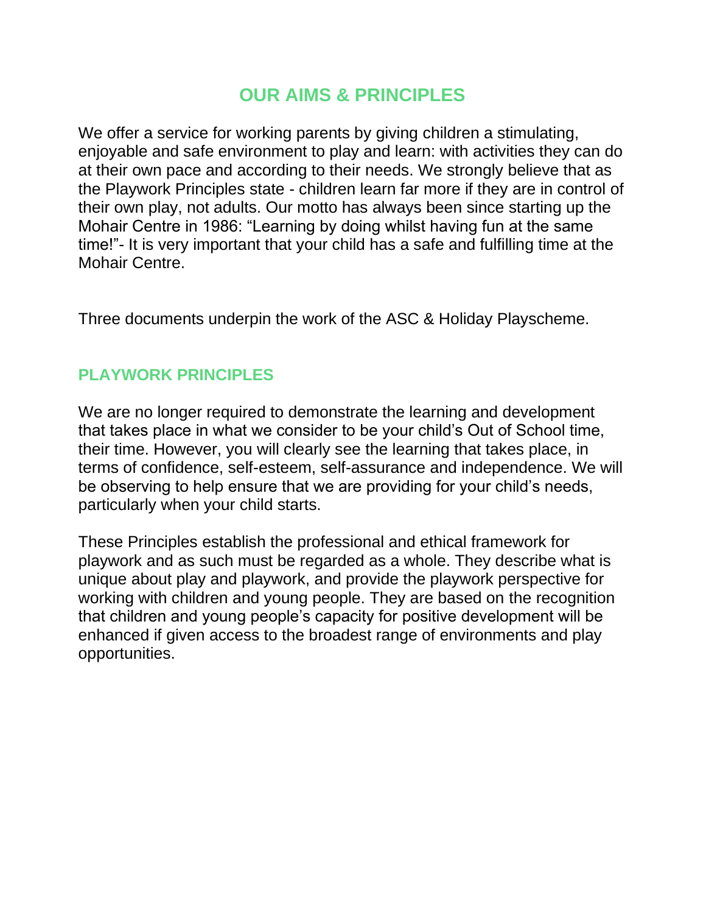## OUR AIMS & PRINCIPLES

We offer a service for working parents by giving children a stimulating, enjoyable and safe environment to play and learn: with activities they can do at their own pace and according to their needs. We strongly believe that as the Playwork Principles state - children learn far more if they are in control of their own play, not adults. Our motto has always been since starting up the Mohair Centre in 1986: “Learning by doing whilst having fun at the same time!”- It is very important that your child has a safe and fulfilling time at the Mohair Centre.

Three documents underpin the work of the ASC & Holiday Playscheme.

### PLAYWORK PRINCIPLES

We are no longer required to demonstrate the learning and development that takes place in what we consider to be your child’s Out of School time, their time. However, you will clearly see the learning that takes place, in terms of confidence, self-esteem, self-assurance and independence. We will be observing to help ensure that we are providing for your child’s needs, particularly when your child starts.

These Principles establish the professional and ethical framework for playwork and as such must be regarded as a whole. They describe what is unique about play and playwork, and provide the playwork perspective for working with children and young people. They are based on the recognition that children and young people’s capacity for positive development will be enhanced if given access to the broadest range of environments and play opportunities.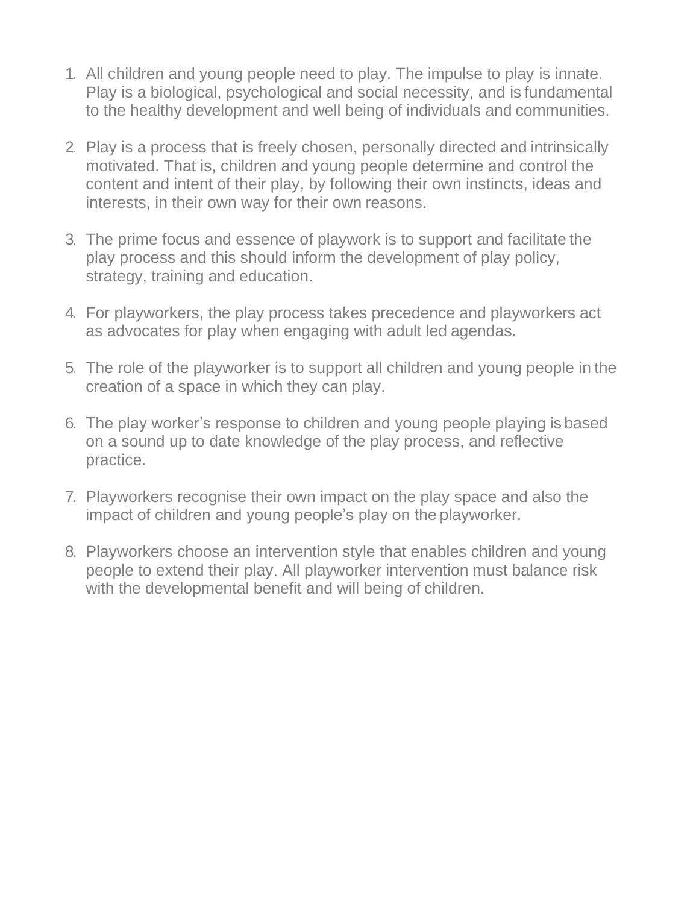1. All children and young people need to play. The impulse to play is innate. Play is a biological, psychological and social necessity, and is fundamental to the healthy development and well being of individuals and communities.

2. Play is a process that is freely chosen, personally directed and intrinsically motivated. That is, children and young people determine and control the content and intent of their play, by following their own instincts, ideas and interests, in their own way for their own reasons.

3. The prime focus and essence of playwork is to support and facilitate the play process and this should inform the development of play policy, strategy, training and education.

4. For playworkers, the play process takes precedence and playworkers act as advocates for play when engaging with adult led agendas.

5. The role of the playworker is to support all children and young people in the creation of a space in which they can play.

6. The play worker's response to children and young people playing is based on a sound up to date knowledge of the play process, and reflective practice.

7. Playworkers recognise their own impact on the play space and also the impact of children and young people's play on the playworker.

8. Playworkers choose an intervention style that enables children and young people to extend their play. All playworker intervention must balance risk with the developmental benefit and well being of children.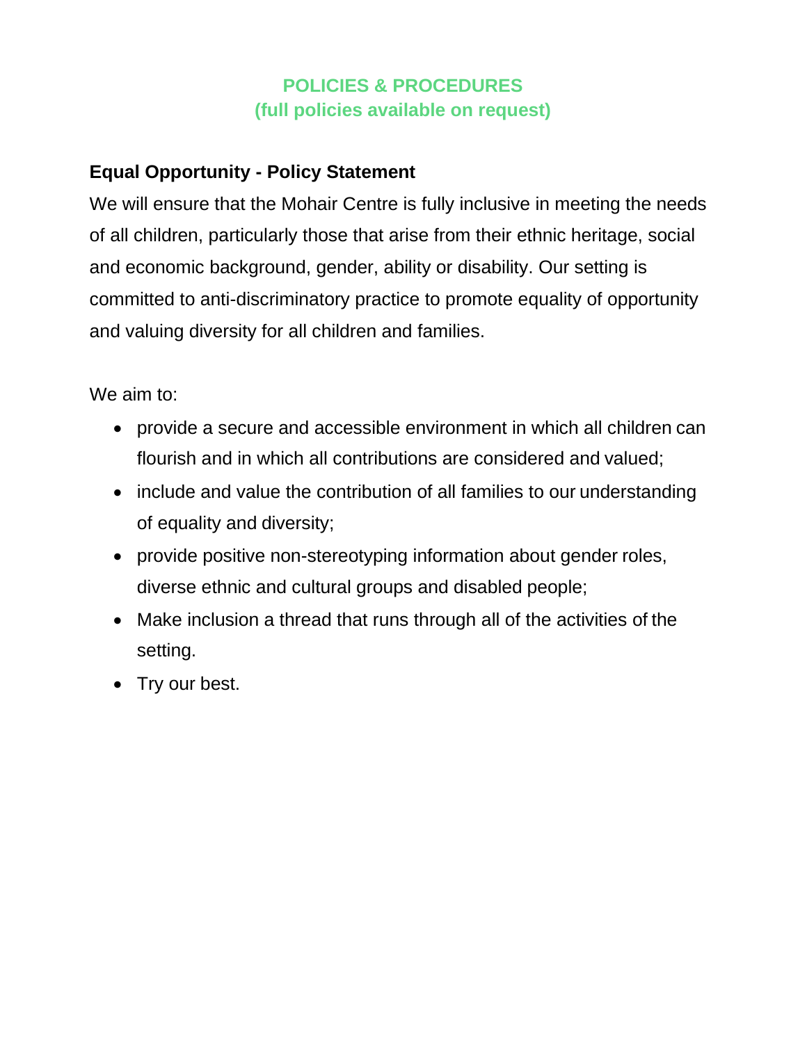## POLICIES & PROCEDURES
## (full policies available on request)

**Equal Opportunity - Policy Statement**

We will ensure that the Mohair Centre is fully inclusive in meeting the needs of all children, particularly those that arise from their ethnic heritage, social and economic background, gender, ability or disability. Our setting is committed to anti-discriminatory practice to promote equality of opportunity and valuing diversity for all children and families.

We aim to:

- provide a secure and accessible environment in which all children can flourish and in which all contributions are considered and valued;
- include and value the contribution of all families to our understanding of equality and diversity;
- provide positive non-stereotyping information about gender roles, diverse ethnic and cultural groups and disabled people;
- Make inclusion a thread that runs through all of the activities of the setting.
- Try our best.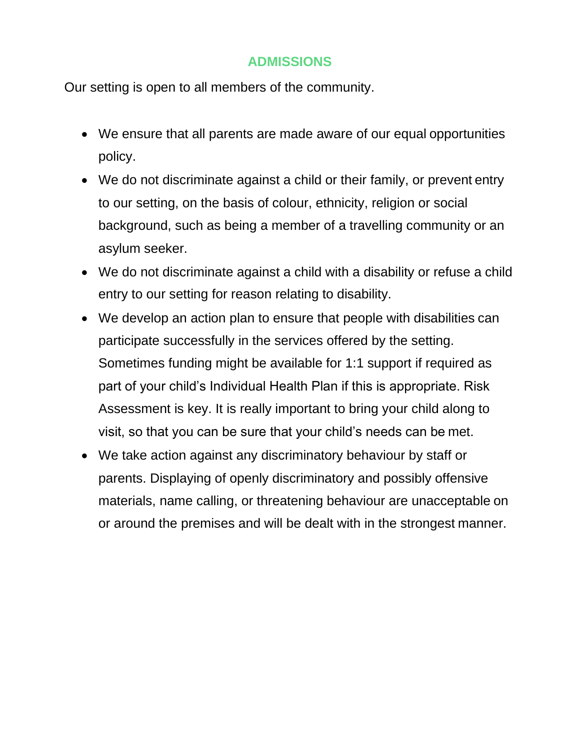## ADMISSIONS

Our setting is open to all members of the community.

- We ensure that all parents are made aware of our equal opportunities policy.
- We do not discriminate against a child or their family, or prevent entry to our setting, on the basis of colour, ethnicity, religion or social background, such as being a member of a travelling community or an asylum seeker.
- We do not discriminate against a child with a disability or refuse a child entry to our setting for reason relating to disability.
- We develop an action plan to ensure that people with disabilities can participate successfully in the services offered by the setting. Sometimes funding might be available for 1:1 support if required as part of your child's Individual Health Plan if this is appropriate. Risk Assessment is key. It is really important to bring your child along to visit, so that you can be sure that your child's needs can be met.
- We take action against any discriminatory behaviour by staff or parents. Displaying of openly discriminatory and possibly offensive materials, name calling, or threatening behaviour are unacceptable on or around the premises and will be dealt with in the strongest manner.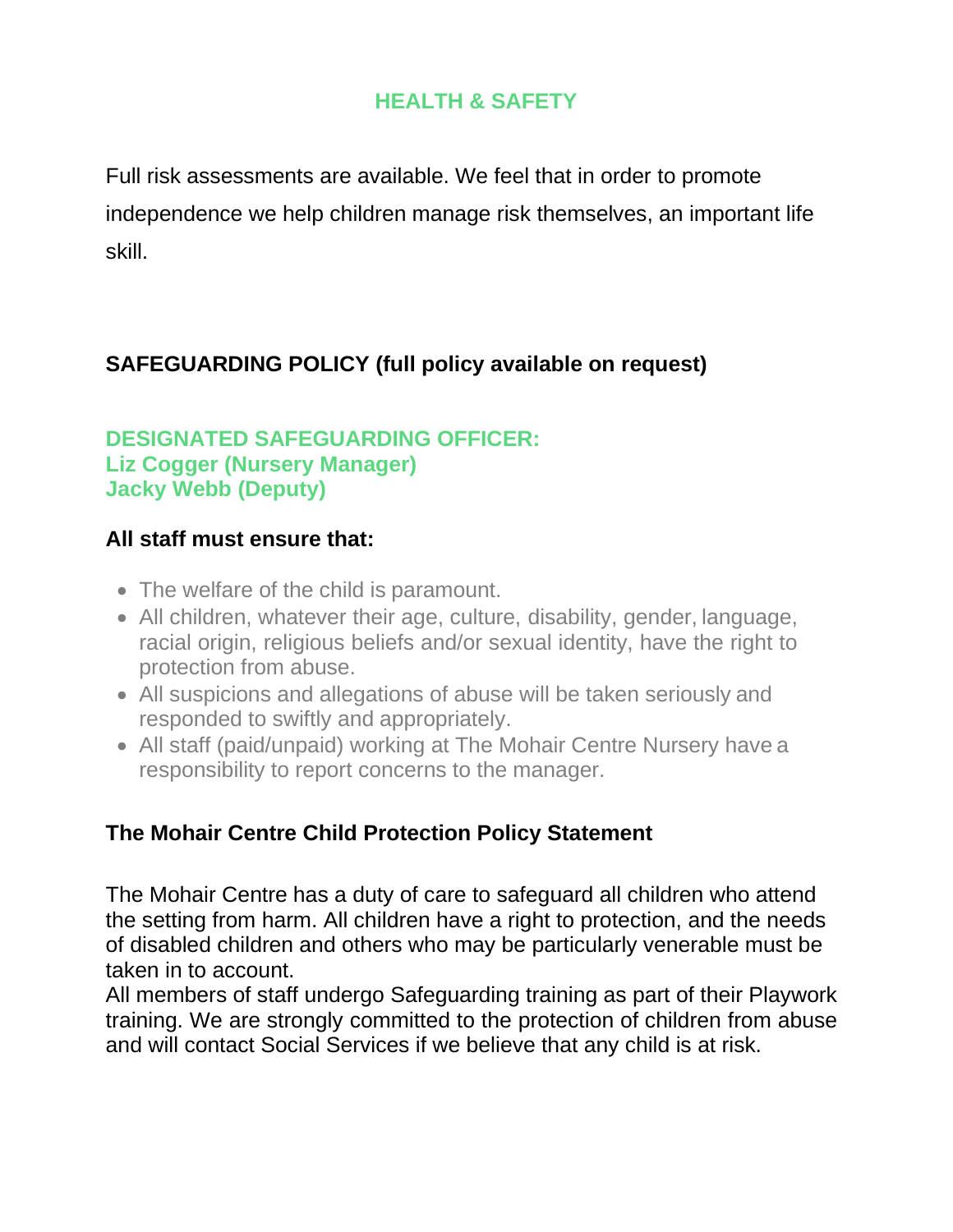## HEALTH & SAFETY

Full risk assessments are available. We feel that in order to promote independence we help children manage risk themselves, an important life skill.

## SAFEGUARDING POLICY (full policy available on request)

**DESIGNATED SAFEGUARDING OFFICER:**
**Liz Cogger (Nursery Manager)**
**Jacky Webb (Deputy)**

**All staff must ensure that:**

- The welfare of the child is paramount.
- All children, whatever their age, culture, disability, gender, language, racial origin, religious beliefs and/or sexual identity, have the right to protection from abuse.
- All suspicions and allegations of abuse will be taken seriously and responded to swiftly and appropriately.
- All staff (paid/unpaid) working at The Mohair Centre Nursery have a responsibility to report concerns to the manager.

### The Mohair Centre Child Protection Policy Statement

The Mohair Centre has a duty of care to safeguard all children who attend the setting from harm. All children have a right to protection, and the needs of disabled children and others who may be particularly venerable must be taken in to account.
All members of staff undergo Safeguarding training as part of their Playwork training. We are strongly committed to the protection of children from abuse and will contact Social Services if we believe that any child is at risk.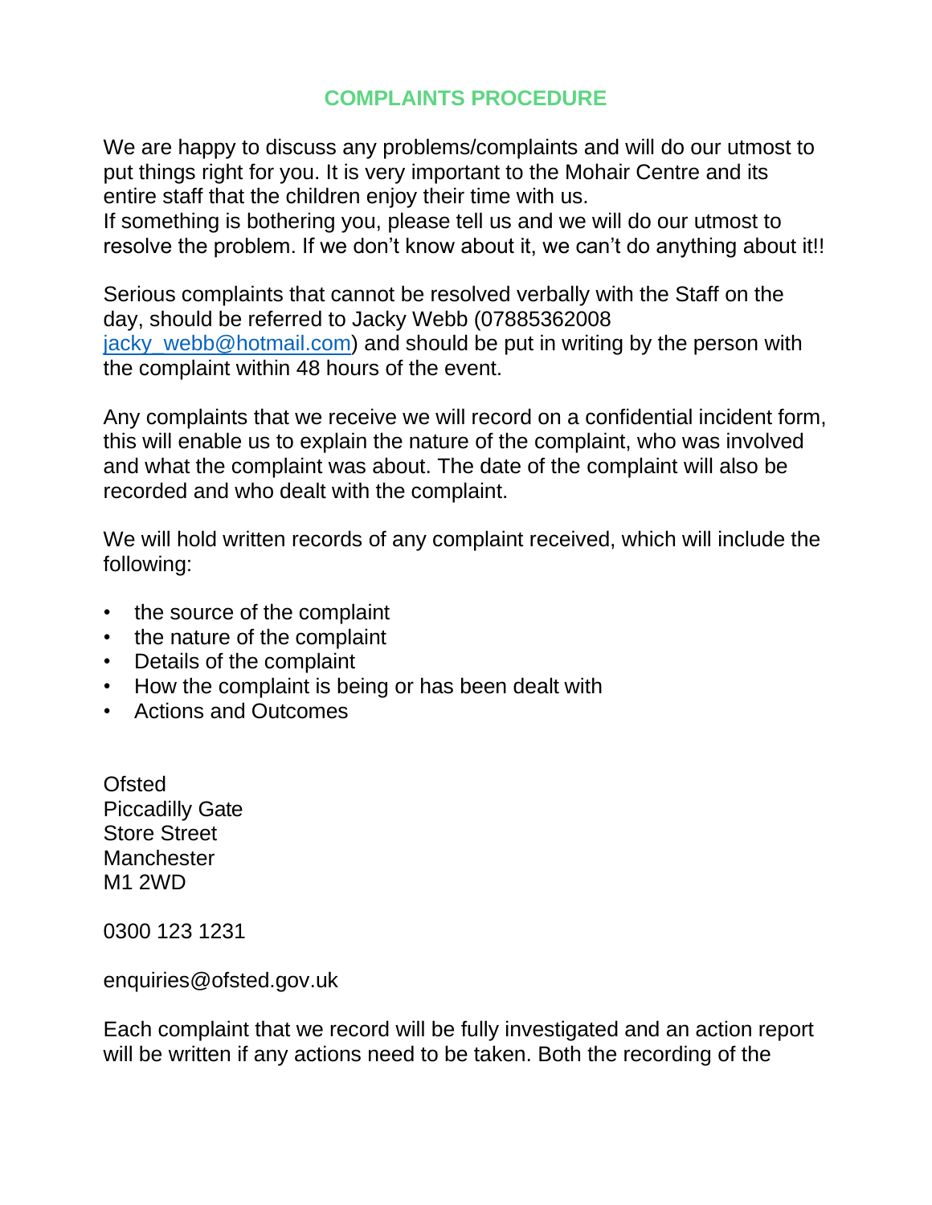# COMPLAINTS PROCEDURE

We are happy to discuss any problems/complaints and will do our utmost to put things right for you. It is very important to the Mohair Centre and its entire staff that the children enjoy their time with us.
If something is bothering you, please tell us and we will do our utmost to resolve the problem. If we don't know about it, we can't do anything about it!!

Serious complaints that cannot be resolved verbally with the Staff on the day, should be referred to Jacky Webb (07885362008 jacky_webb@hotmail.com) and should be put in writing by the person with the complaint within 48 hours of the event.

Any complaints that we receive we will record on a confidential incident form, this will enable us to explain the nature of the complaint, who was involved and what the complaint was about. The date of the complaint will also be recorded and who dealt with the complaint.

We will hold written records of any complaint received, which will include the following:

- the source of the complaint
- the nature of the complaint
- Details of the complaint
- How the complaint is being or has been dealt with
- Actions and Outcomes

Ofsted
Piccadilly Gate
Store Street
Manchester
M1 2WD

0300 123 1231

enquiries@ofsted.gov.uk

Each complaint that we record will be fully investigated and an action report will be written if any actions need to be taken. Both the recording of the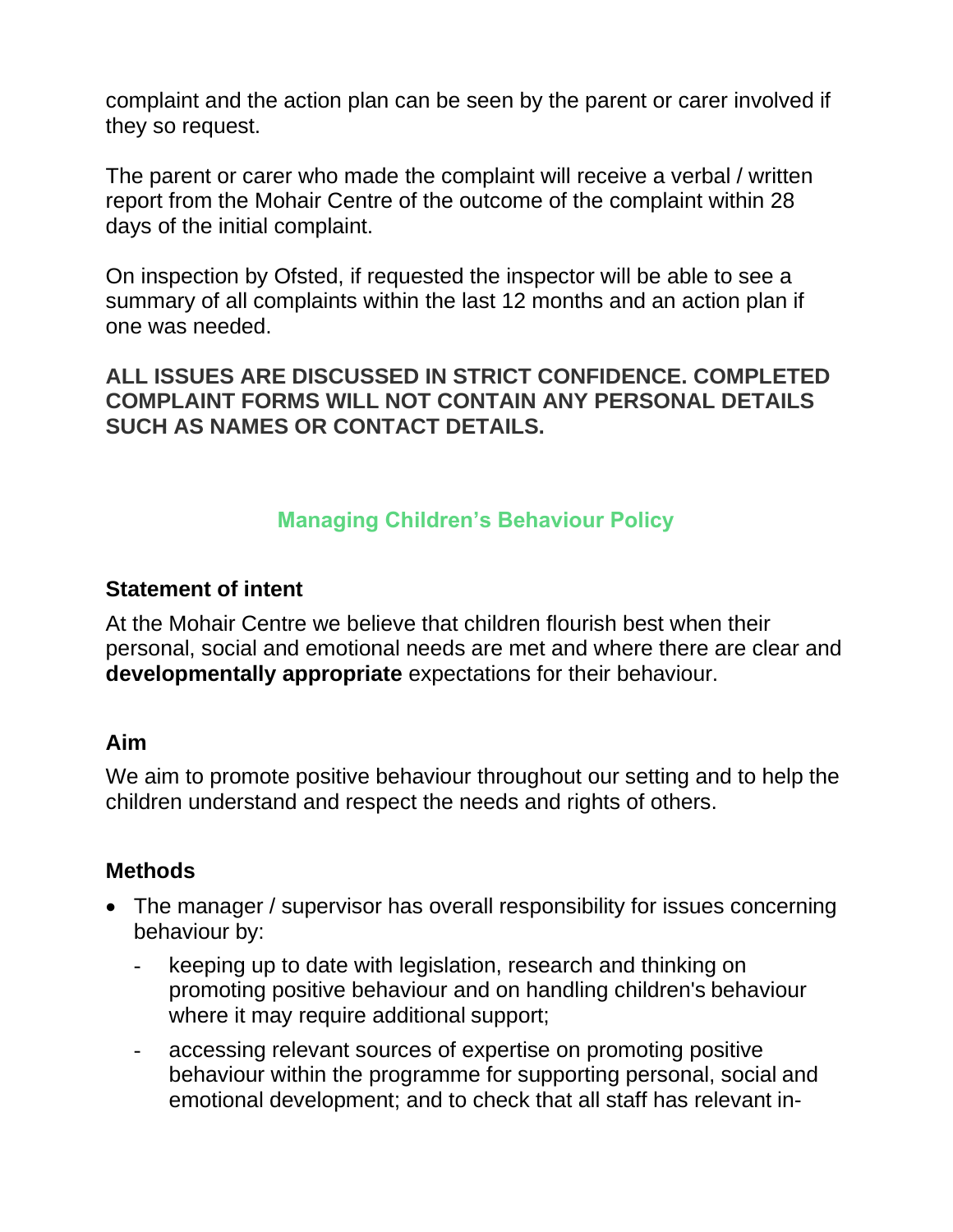complaint and the action plan can be seen by the parent or carer involved if they so request.

The parent or carer who made the complaint will receive a verbal / written report from the Mohair Centre of the outcome of the complaint within 28 days of the initial complaint.

On inspection by Ofsted, if requested the inspector will be able to see a summary of all complaints within the last 12 months and an action plan if one was needed.

**ALL ISSUES ARE DISCUSSED IN STRICT CONFIDENCE. COMPLETED COMPLAINT FORMS WILL NOT CONTAIN ANY PERSONAL DETAILS SUCH AS NAMES OR CONTACT DETAILS.**

## Managing Children's Behaviour Policy

### Statement of intent

At the Mohair Centre we believe that children flourish best when their personal, social and emotional needs are met and where there are clear and **developmentally appropriate** expectations for their behaviour.

### Aim

We aim to promote positive behaviour throughout our setting and to help the children understand and respect the needs and rights of others.

### Methods

- The manager / supervisor has overall responsibility for issues concerning behaviour by:
  - keeping up to date with legislation, research and thinking on promoting positive behaviour and on handling children's behaviour where it may require additional support;
  - accessing relevant sources of expertise on promoting positive behaviour within the programme for supporting personal, social and emotional development; and to check that all staff has relevant in-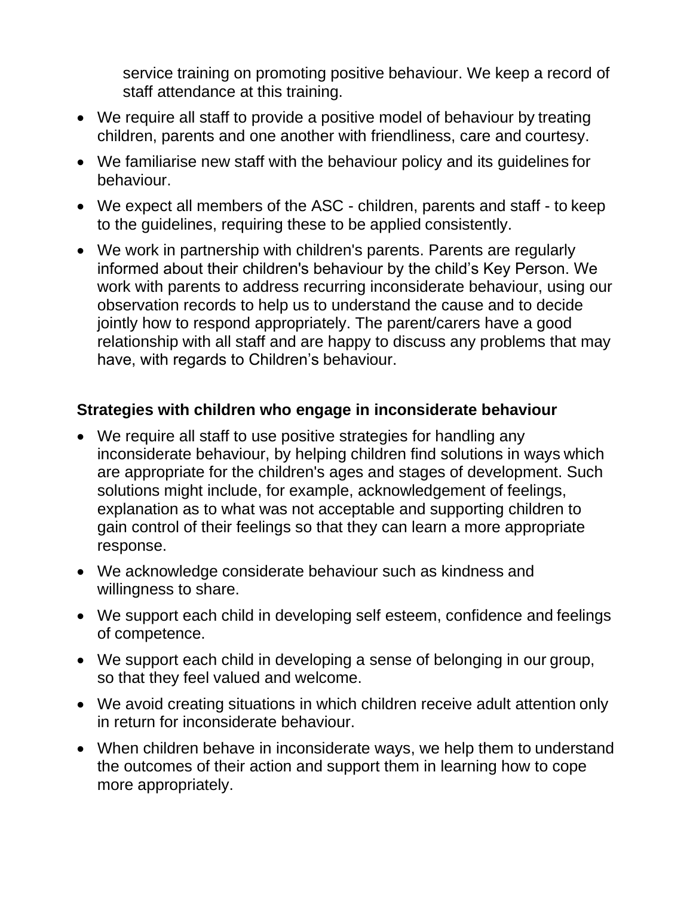service training on promoting positive behaviour. We keep a record of staff attendance at this training.

- We require all staff to provide a positive model of behaviour by treating children, parents and one another with friendliness, care and courtesy.
- We familiarise new staff with the behaviour policy and its guidelines for behaviour.
- We expect all members of the ASC - children, parents and staff - to keep to the guidelines, requiring these to be applied consistently.
- We work in partnership with children's parents. Parents are regularly informed about their children's behaviour by the child's Key Person. We work with parents to address recurring inconsiderate behaviour, using our observation records to help us to understand the cause and to decide jointly how to respond appropriately. The parent/carers have a good relationship with all staff and are happy to discuss any problems that may have, with regards to Children's behaviour.

**Strategies with children who engage in inconsiderate behaviour**

- We require all staff to use positive strategies for handling any inconsiderate behaviour, by helping children find solutions in ways which are appropriate for the children's ages and stages of development. Such solutions might include, for example, acknowledgement of feelings, explanation as to what was not acceptable and supporting children to gain control of their feelings so that they can learn a more appropriate response.
- We acknowledge considerate behaviour such as kindness and willingness to share.
- We support each child in developing self esteem, confidence and feelings of competence.
- We support each child in developing a sense of belonging in our group, so that they feel valued and welcome.
- We avoid creating situations in which children receive adult attention only in return for inconsiderate behaviour.
- When children behave in inconsiderate ways, we help them to understand the outcomes of their action and support them in learning how to cope more appropriately.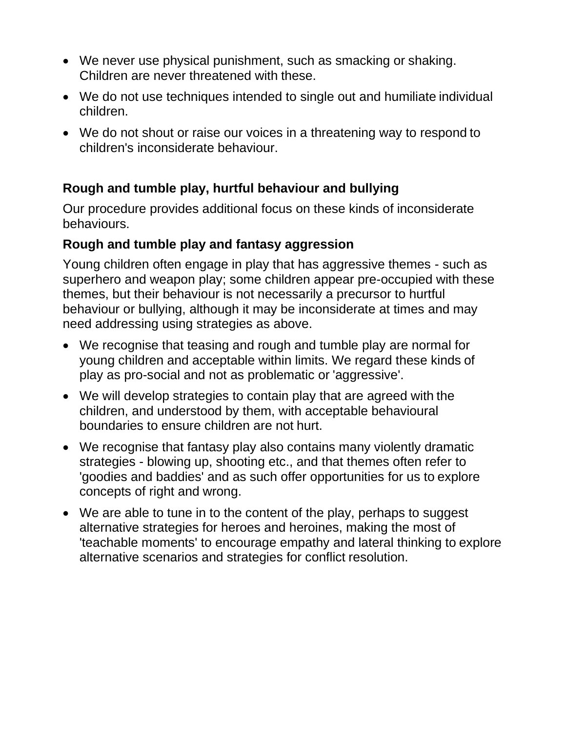- We never use physical punishment, such as smacking or shaking. Children are never threatened with these.
- We do not use techniques intended to single out and humiliate individual children.
- We do not shout or raise our voices in a threatening way to respond to children's inconsiderate behaviour.

### Rough and tumble play, hurtful behaviour and bullying

Our procedure provides additional focus on these kinds of inconsiderate behaviours.

### Rough and tumble play and fantasy aggression

Young children often engage in play that has aggressive themes - such as superhero and weapon play; some children appear pre-occupied with these themes, but their behaviour is not necessarily a precursor to hurtful behaviour or bullying, although it may be inconsiderate at times and may need addressing using strategies as above.

- We recognise that teasing and rough and tumble play are normal for young children and acceptable within limits. We regard these kinds of play as pro-social and not as problematic or 'aggressive'.
- We will develop strategies to contain play that are agreed with the children, and understood by them, with acceptable behavioural boundaries to ensure children are not hurt.
- We recognise that fantasy play also contains many violently dramatic strategies - blowing up, shooting etc., and that themes often refer to 'goodies and baddies' and as such offer opportunities for us to explore concepts of right and wrong.
- We are able to tune in to the content of the play, perhaps to suggest alternative strategies for heroes and heroines, making the most of 'teachable moments' to encourage empathy and lateral thinking to explore alternative scenarios and strategies for conflict resolution.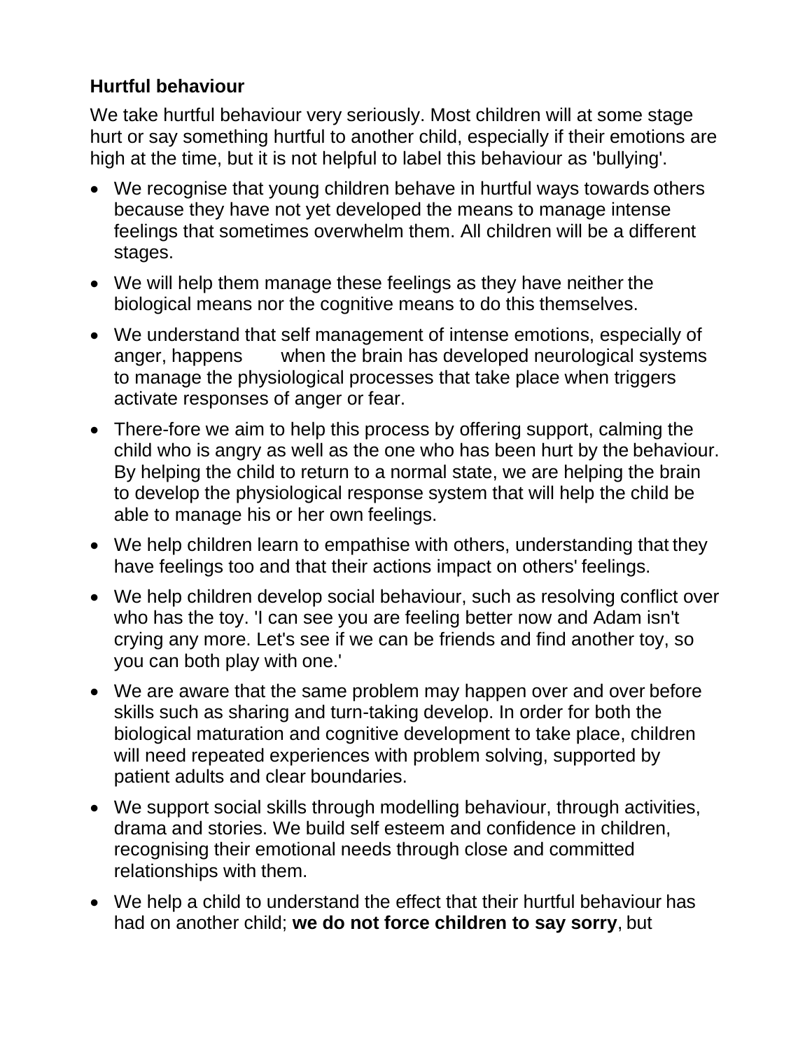**Hurtful behaviour**

We take hurtful behaviour very seriously. Most children will at some stage hurt or say something hurtful to another child, especially if their emotions are high at the time, but it is not helpful to label this behaviour as 'bullying'.

- We recognise that young children behave in hurtful ways towards others because they have not yet developed the means to manage intense feelings that sometimes overwhelm them. All children will be a different stages.
- We will help them manage these feelings as they have neither the biological means nor the cognitive means to do this themselves.
- We understand that self management of intense emotions, especially of anger, happens when the brain has developed neurological systems to manage the physiological processes that take place when triggers activate responses of anger or fear.
- There-fore we aim to help this process by offering support, calming the child who is angry as well as the one who has been hurt by the behaviour. By helping the child to return to a normal state, we are helping the brain to develop the physiological response system that will help the child be able to manage his or her own feelings.
- We help children learn to empathise with others, understanding that they have feelings too and that their actions impact on others' feelings.
- We help children develop social behaviour, such as resolving conflict over who has the toy. 'I can see you are feeling better now and Adam isn't crying any more. Let's see if we can be friends and find another toy, so you can both play with one.'
- We are aware that the same problem may happen over and over before skills such as sharing and turn-taking develop. In order for both the biological maturation and cognitive development to take place, children will need repeated experiences with problem solving, supported by patient adults and clear boundaries.
- We support social skills through modelling behaviour, through activities, drama and stories. We build self esteem and confidence in children, recognising their emotional needs through close and committed relationships with them.
- We help a child to understand the effect that their hurtful behaviour has had on another child; **we do not force children to say sorry**, but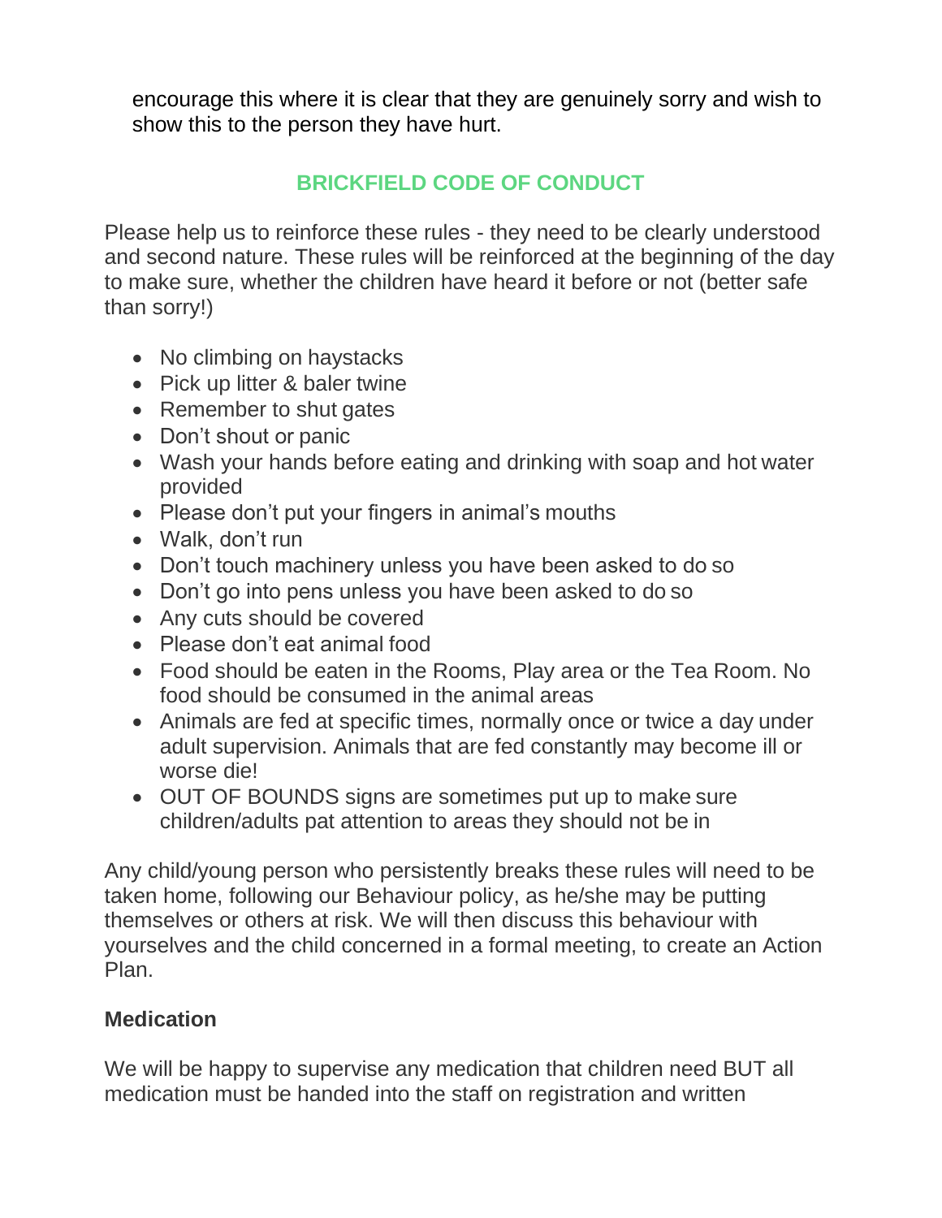encourage this where it is clear that they are genuinely sorry and wish to show this to the person they have hurt.

## BRICKFIELD CODE OF CONDUCT

Please help us to reinforce these rules - they need to be clearly understood and second nature. These rules will be reinforced at the beginning of the day to make sure, whether the children have heard it before or not (better safe than sorry!)

- No climbing on haystacks
- Pick up litter & baler twine
- Remember to shut gates
- Don't shout or panic
- Wash your hands before eating and drinking with soap and hot water provided
- Please don't put your fingers in animal's mouths
- Walk, don't run
- Don't touch machinery unless you have been asked to do so
- Don't go into pens unless you have been asked to do so
- Any cuts should be covered
- Please don't eat animal food
- Food should be eaten in the Rooms, Play area or the Tea Room. No food should be consumed in the animal areas
- Animals are fed at specific times, normally once or twice a day under adult supervision. Animals that are fed constantly may become ill or worse die!
- OUT OF BOUNDS signs are sometimes put up to make sure children/adults pat attention to areas they should not be in

Any child/young person who persistently breaks these rules will need to be taken home, following our Behaviour policy, as he/she may be putting themselves or others at risk. We will then discuss this behaviour with yourselves and the child concerned in a formal meeting, to create an Action Plan.

### Medication

We will be happy to supervise any medication that children need BUT all medication must be handed into the staff on registration and written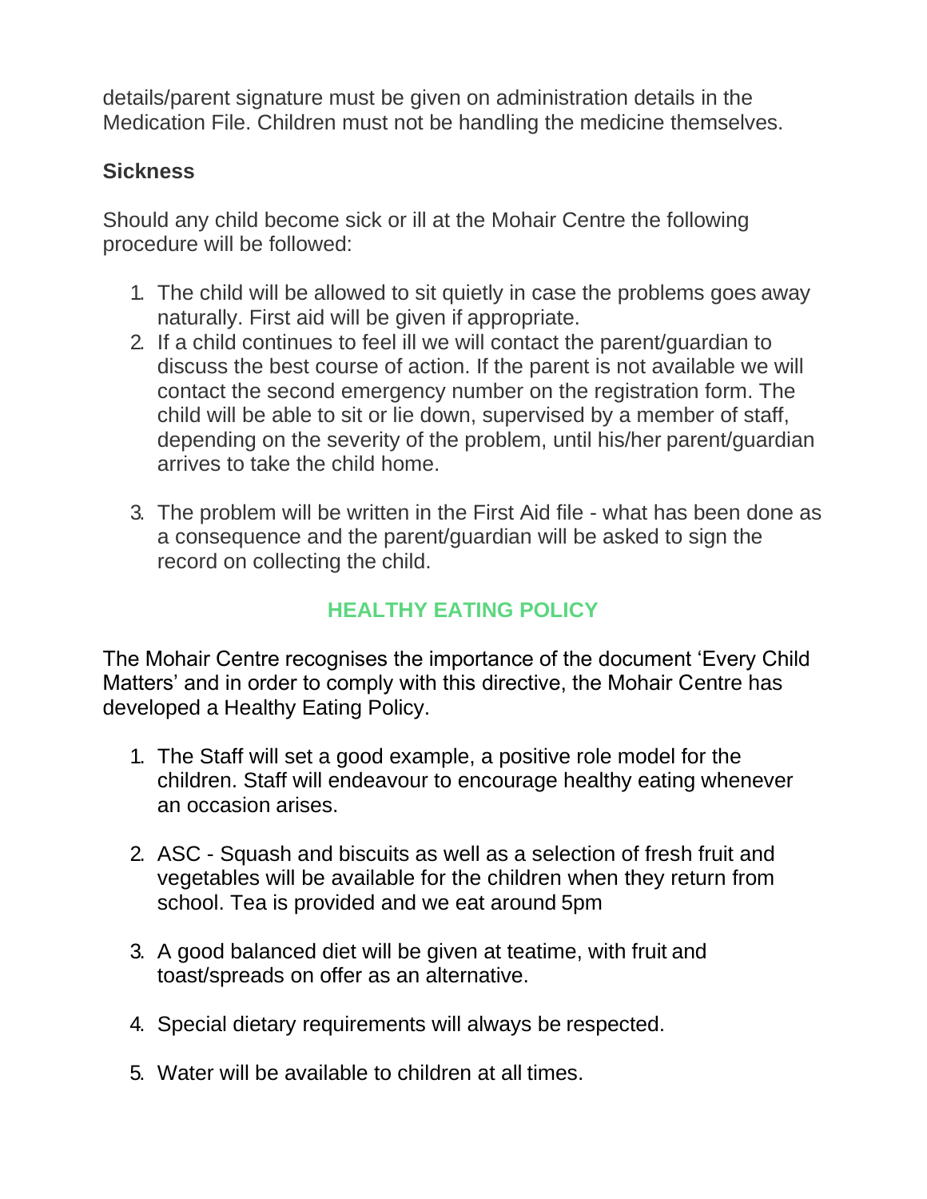details/parent signature must be given on administration details in the Medication File. Children must not be handling the medicine themselves.

**Sickness**

Should any child become sick or ill at the Mohair Centre the following procedure will be followed:

1. The child will be allowed to sit quietly in case the problems goes away naturally. First aid will be given if appropriate.
2. If a child continues to feel ill we will contact the parent/guardian to discuss the best course of action. If the parent is not available we will contact the second emergency number on the registration form. The child will be able to sit or lie down, supervised by a member of staff, depending on the severity of the problem, until his/her parent/guardian arrives to take the child home.
3. The problem will be written in the First Aid file - what has been done as a consequence and the parent/guardian will be asked to sign the record on collecting the child.

## HEALTHY EATING POLICY

The Mohair Centre recognises the importance of the document 'Every Child Matters' and in order to comply with this directive, the Mohair Centre has developed a Healthy Eating Policy.

1. The Staff will set a good example, a positive role model for the children. Staff will endeavour to encourage healthy eating whenever an occasion arises.
2. ASC - Squash and biscuits as well as a selection of fresh fruit and vegetables will be available for the children when they return from school. Tea is provided and we eat around 5pm
3. A good balanced diet will be given at teatime, with fruit and toast/spreads on offer as an alternative.
4. Special dietary requirements will always be respected.
5. Water will be available to children at all times.